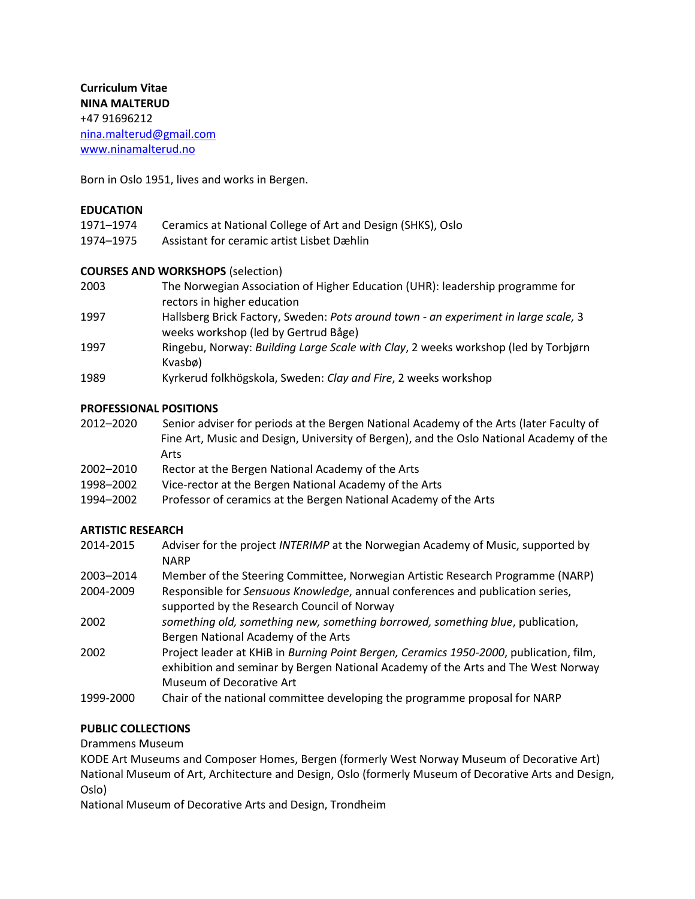**Curriculum Vitae**
**NINA MALTERUD**
+47 91696212
nina.malterud@gmail.com
www.ninamalterud.no

Born in Oslo 1951, lives and works in Bergen.

**EDUCATION**

1971–1974 Ceramics at National College of Art and Design (SHKS), Oslo
1974–1975 Assistant for ceramic artist Lisbet Dæhlin

**COURSES AND WORKSHOPS** (selection)

2003 The Norwegian Association of Higher Education (UHR): leadership programme for rectors in higher education
1997 Hallsberg Brick Factory, Sweden: *Pots around town - an experiment in large scale,* 3 weeks workshop (led by Gertrud Båge)
1997 Ringebu, Norway: *Building Large Scale with Clay*, 2 weeks workshop (led by Torbjørn Kvasbø)
1989 Kyrkerud folkhögskola, Sweden: *Clay and Fire*, 2 weeks workshop

**PROFESSIONAL POSITIONS**

2012–2020 Senior adviser for periods at the Bergen National Academy of the Arts (later Faculty of Fine Art, Music and Design, University of Bergen), and the Oslo National Academy of the Arts
2002–2010 Rector at the Bergen National Academy of the Arts
1998–2002 Vice-rector at the Bergen National Academy of the Arts
1994–2002 Professor of ceramics at the Bergen National Academy of the Arts

**ARTISTIC RESEARCH**

2014-2015 Adviser for the project *INTERIMP* at the Norwegian Academy of Music, supported by NARP
2003–2014 Member of the Steering Committee, Norwegian Artistic Research Programme (NARP)
2004-2009 Responsible for *Sensuous Knowledge*, annual conferences and publication series, supported by the Research Council of Norway
2002 *something old, something new, something borrowed, something blue*, publication, Bergen National Academy of the Arts
2002 Project leader at KHiB in *Burning Point Bergen, Ceramics 1950-2000*, publication, film, exhibition and seminar by Bergen National Academy of the Arts and The West Norway Museum of Decorative Art
1999-2000 Chair of the national committee developing the programme proposal for NARP

**PUBLIC COLLECTIONS**

Drammens Museum
KODE Art Museums and Composer Homes, Bergen (formerly West Norway Museum of Decorative Art)
National Museum of Art, Architecture and Design, Oslo (formerly Museum of Decorative Arts and Design, Oslo)
National Museum of Decorative Arts and Design, Trondheim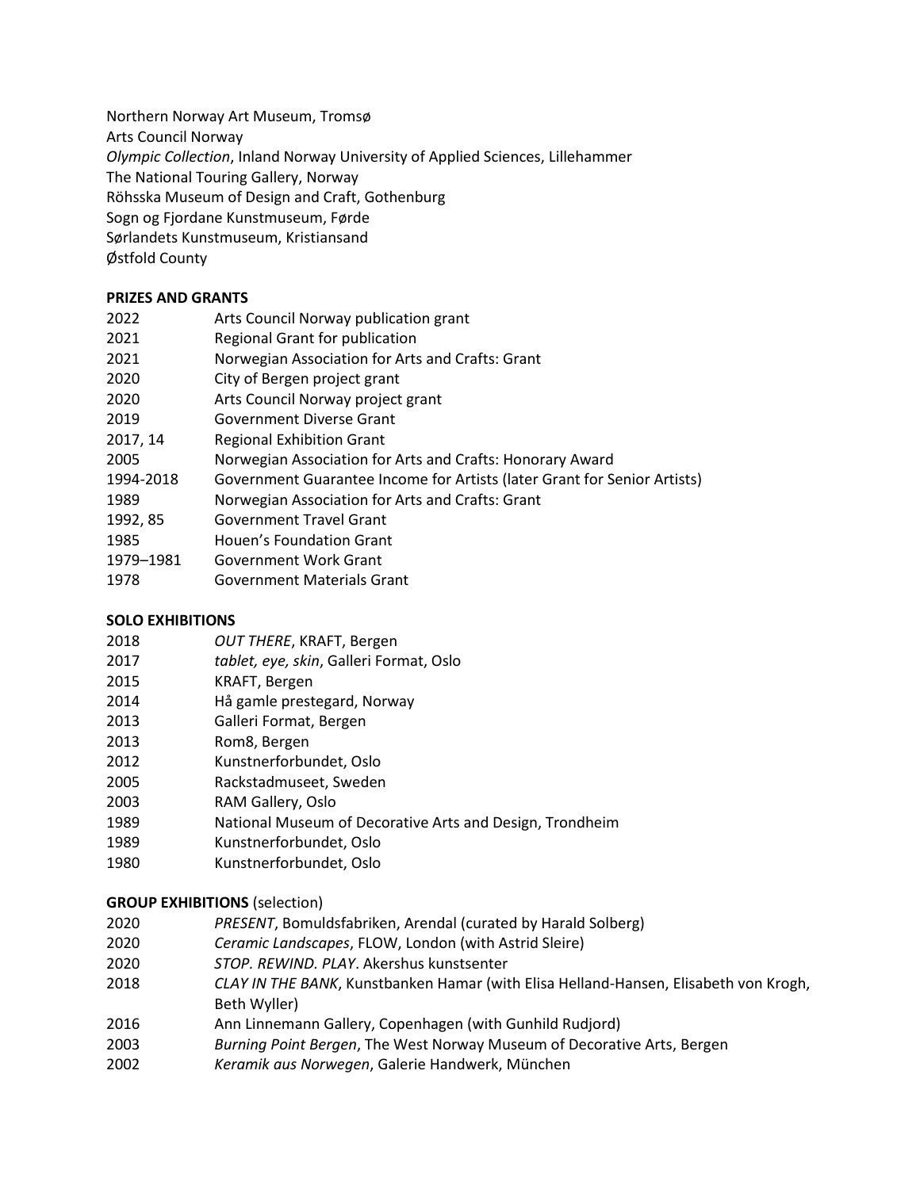Northern Norway Art Museum, Tromsø
Arts Council Norway
*Olympic Collection*, Inland Norway University of Applied Sciences, Lillehammer
The National Touring Gallery, Norway
Röhsska Museum of Design and Craft, Gothenburg
Sogn og Fjordane Kunstmuseum, Førde
Sørlandets Kunstmuseum, Kristiansand
Østfold County

**PRIZES AND GRANTS**

| | |
|---|---|
| 2022 | Arts Council Norway publication grant |
| 2021 | Regional Grant for publication |
| 2021 | Norwegian Association for Arts and Crafts: Grant |
| 2020 | City of Bergen project grant |
| 2020 | Arts Council Norway project grant |
| 2019 | Government Diverse Grant |
| 2017, 14 | Regional Exhibition Grant |
| 2005 | Norwegian Association for Arts and Crafts: Honorary Award |
| 1994-2018 | Government Guarantee Income for Artists (later Grant for Senior Artists) |
| 1989 | Norwegian Association for Arts and Crafts: Grant |
| 1992, 85 | Government Travel Grant |
| 1985 | Houen's Foundation Grant |
| 1979–1981 | Government Work Grant |
| 1978 | Government Materials Grant |

**SOLO EXHIBITIONS**

| | |
|---|---|
| 2018 | *OUT THERE*, KRAFT, Bergen |
| 2017 | *tablet, eye, skin*, Galleri Format, Oslo |
| 2015 | KRAFT, Bergen |
| 2014 | Hå gamle prestegard, Norway |
| 2013 | Galleri Format, Bergen |
| 2013 | Rom8, Bergen |
| 2012 | Kunstnerforbundet, Oslo |
| 2005 | Rackstadmuseet, Sweden |
| 2003 | RAM Gallery, Oslo |
| 1989 | National Museum of Decorative Arts and Design, Trondheim |
| 1989 | Kunstnerforbundet, Oslo |
| 1980 | Kunstnerforbundet, Oslo |

**GROUP EXHIBITIONS** (selection)

| | |
|---|---|
| 2020 | *PRESENT*, Bomuldsfabriken, Arendal (curated by Harald Solberg) |
| 2020 | *Ceramic Landscapes*, FLOW, London (with Astrid Sleire) |
| 2020 | *STOP. REWIND. PLAY*. Akershus kunstsenter |
| 2018 | *CLAY IN THE BANK*, Kunstbanken Hamar (with Elisa Helland-Hansen, Elisabeth von Krogh, Beth Wyller) |
| 2016 | Ann Linnemann Gallery, Copenhagen (with Gunhild Rudjord) |
| 2003 | *Burning Point Bergen*, The West Norway Museum of Decorative Arts, Bergen |
| 2002 | *Keramik aus Norwegen*, Galerie Handwerk, München |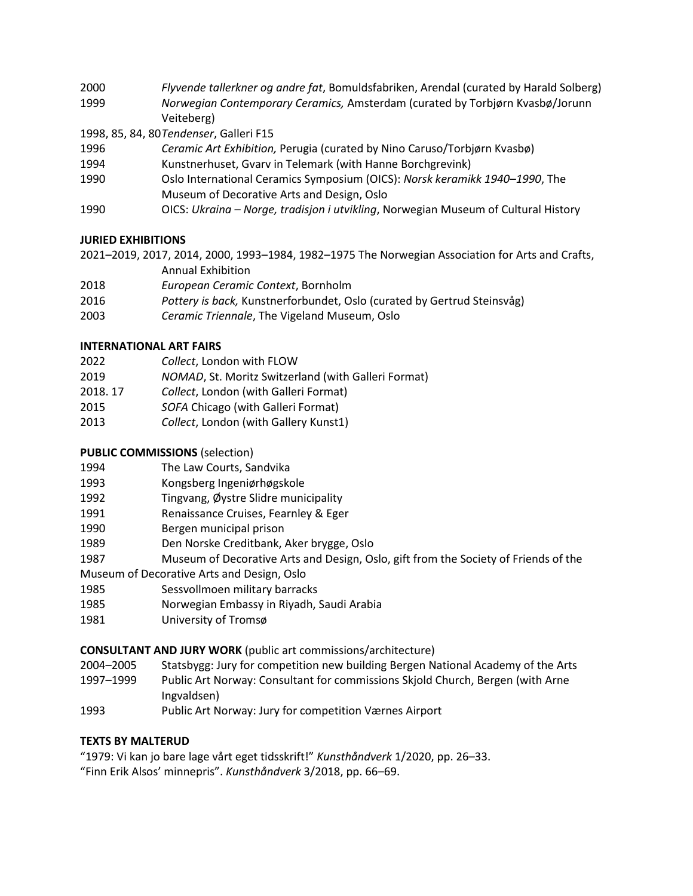2000 *Flyvende tallerkner og andre fat*, Bomuldsfabriken, Arendal (curated by Harald Solberg)

1999 *Norwegian Contemporary Ceramics,* Amsterdam (curated by Torbjørn Kvasbø/Jorunn Veiteberg)

1998, 85, 84, 80 *Tendenser*, Galleri F15

1996 *Ceramic Art Exhibition,* Perugia (curated by Nino Caruso/Torbjørn Kvasbø)

1994 Kunstnerhuset, Gvarv in Telemark (with Hanne Borchgrevink)

1990 Oslo International Ceramics Symposium (OICS): *Norsk keramikk 1940–1990*, The Museum of Decorative Arts and Design, Oslo

1990 OICS: *Ukraina – Norge, tradisjon i utvikling*, Norwegian Museum of Cultural History

**JURIED EXHIBITIONS**

2021–2019, 2017, 2014, 2000, 1993–1984, 1982–1975 The Norwegian Association for Arts and Crafts, Annual Exhibition

2018 *European Ceramic Context*, Bornholm

2016 *Pottery is back,* Kunstnerforbundet, Oslo (curated by Gertrud Steinsvåg)

2003 *Ceramic Triennale*, The Vigeland Museum, Oslo

**INTERNATIONAL ART FAIRS**

2022 *Collect*, London with FLOW

2019 *NOMAD*, St. Moritz Switzerland (with Galleri Format)

2018. 17 *Collect*, London (with Galleri Format)

2015 *SOFA* Chicago (with Galleri Format)

2013 *Collect*, London (with Gallery Kunst1)

**PUBLIC COMMISSIONS** (selection)

1994 The Law Courts, Sandvika

1993 Kongsberg Ingeniørhøgskole

1992 Tingvang, Øystre Slidre municipality

1991 Renaissance Cruises, Fearnley & Eger

1990 Bergen municipal prison

1989 Den Norske Creditbank, Aker brygge, Oslo

1987 Museum of Decorative Arts and Design, Oslo, gift from the Society of Friends of the Museum of Decorative Arts and Design, Oslo

1985 Sessvollmoen military barracks

1985 Norwegian Embassy in Riyadh, Saudi Arabia

1981 University of Tromsø

**CONSULTANT AND JURY WORK** (public art commissions/architecture)

2004–2005 Statsbygg: Jury for competition new building Bergen National Academy of the Arts

1997–1999 Public Art Norway: Consultant for commissions Skjold Church, Bergen (with Arne Ingvaldsen)

1993 Public Art Norway: Jury for competition Værnes Airport

**TEXTS BY MALTERUD**

"1979: Vi kan jo bare lage vårt eget tidsskrift!" *Kunsthåndverk* 1/2020, pp. 26–33.

"Finn Erik Alsos' minnepris". *Kunsthåndverk* 3/2018, pp. 66–69.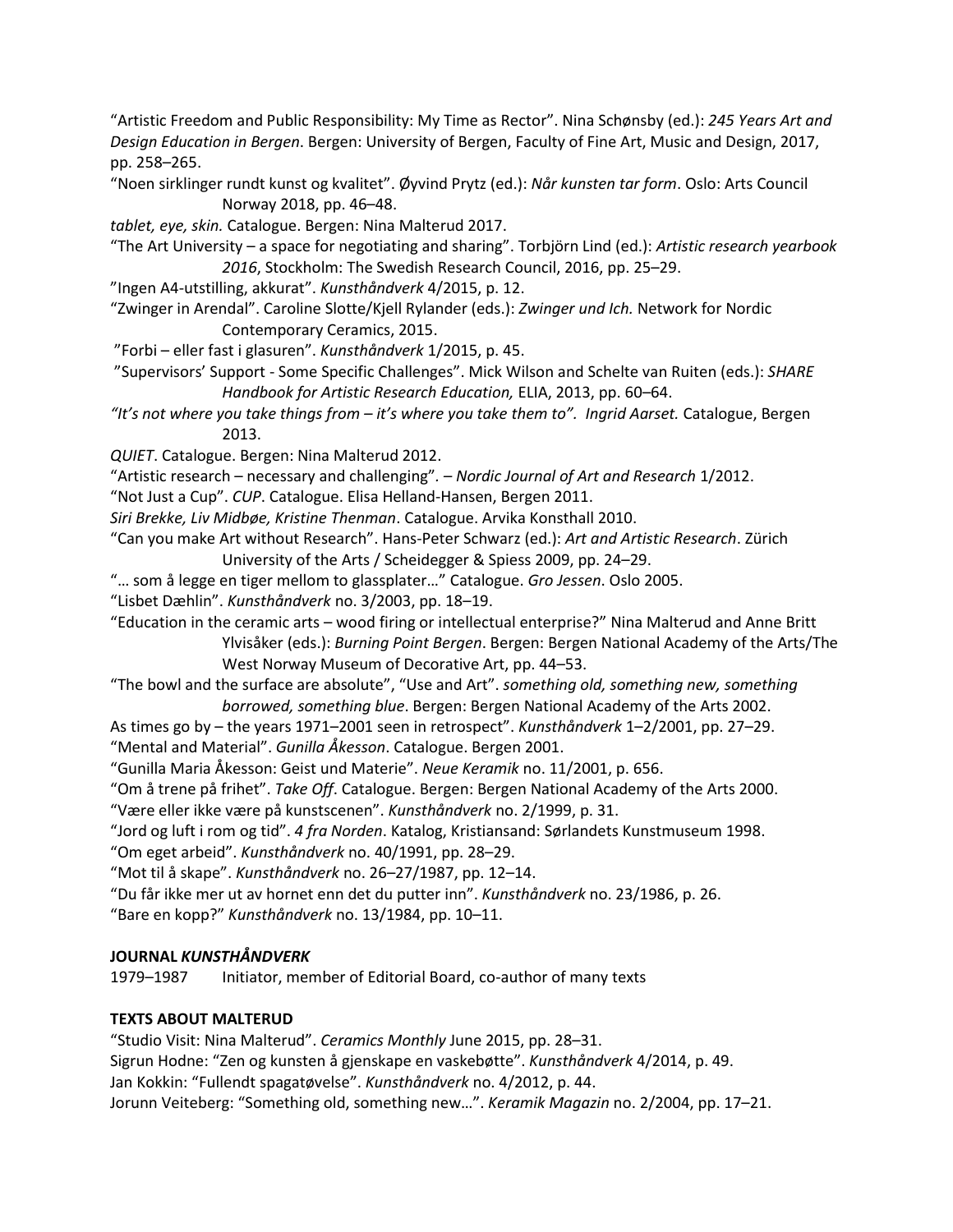“Artistic Freedom and Public Responsibility: My Time as Rector”. Nina Schønsby (ed.): *245 Years Art and Design Education in Bergen*. Bergen: University of Bergen, Faculty of Fine Art, Music and Design, 2017, pp. 258–265.

“Noen sirklinger rundt kunst og kvalitet”. Øyvind Prytz (ed.): *Når kunsten tar form*. Oslo: Arts Council Norway 2018, pp. 46–48.

*tablet, eye, skin.* Catalogue. Bergen: Nina Malterud 2017.

“The Art University – a space for negotiating and sharing”. Torbjörn Lind (ed.): *Artistic research yearbook 2016*, Stockholm: The Swedish Research Council, 2016, pp. 25–29.

”Ingen A4-utstilling, akkurat”. *Kunsthåndverk* 4/2015, p. 12.

“Zwinger in Arendal”. Caroline Slotte/Kjell Rylander (eds.): *Zwinger und Ich.* Network for Nordic Contemporary Ceramics, 2015.

”Forbi – eller fast i glasuren”. *Kunsthåndverk* 1/2015, p. 45.

”Supervisors’ Support - Some Specific Challenges”. Mick Wilson and Schelte van Ruiten (eds.): *SHARE Handbook for Artistic Research Education,* ELIA, 2013, pp. 60–64.

*“It’s not where you take things from – it’s where you take them to”. Ingrid Aarset.* Catalogue, Bergen 2013.

*QUIET*. Catalogue. Bergen: Nina Malterud 2012.

“Artistic research – necessary and challenging”. – *Nordic Journal of Art and Research* 1/2012.

“Not Just a Cup”. *CUP*. Catalogue. Elisa Helland-Hansen, Bergen 2011.

*Siri Brekke, Liv Midbøe, Kristine Thenman*. Catalogue. Arvika Konsthall 2010.

“Can you make Art without Research”. Hans-Peter Schwarz (ed.): *Art and Artistic Research*. Zürich University of the Arts / Scheidegger & Spiess 2009, pp. 24–29.

“… som å legge en tiger mellom to glassplater…” Catalogue. *Gro Jessen*. Oslo 2005.

“Lisbet Dæhlin”. *Kunsthåndverk* no. 3/2003, pp. 18–19.

“Education in the ceramic arts – wood firing or intellectual enterprise?” Nina Malterud and Anne Britt Ylvisåker (eds.): *Burning Point Bergen*. Bergen: Bergen National Academy of the Arts/The West Norway Museum of Decorative Art, pp. 44–53.

“The bowl and the surface are absolute”, “Use and Art”. *something old, something new, something borrowed, something blue*. Bergen: Bergen National Academy of the Arts 2002.

As times go by – the years 1971–2001 seen in retrospect”. *Kunsthåndverk* 1–2/2001, pp. 27–29.

“Mental and Material”. *Gunilla Åkesson*. Catalogue. Bergen 2001.

“Gunilla Maria Åkesson: Geist und Materie”. *Neue Keramik* no. 11/2001, p. 656.

“Om å trene på frihet”. *Take Off*. Catalogue. Bergen: Bergen National Academy of the Arts 2000.

“Være eller ikke være på kunstscenen”. *Kunsthåndverk* no. 2/1999, p. 31.

“Jord og luft i rom og tid”. *4 fra Norden*. Katalog, Kristiansand: Sørlandets Kunstmuseum 1998.

“Om eget arbeid”. *Kunsthåndverk* no. 40/1991, pp. 28–29.

“Mot til å skape”. *Kunsthåndverk* no. 26–27/1987, pp. 12–14.

“Du får ikke mer ut av hornet enn det du putter inn”. *Kunsthåndverk* no. 23/1986, p. 26.

“Bare en kopp?” *Kunsthåndverk* no. 13/1984, pp. 10–11.

**JOURNAL *KUNSTHÅNDVERK***

1979–1987 Initiator, member of Editorial Board, co-author of many texts

**TEXTS ABOUT MALTERUD**

“Studio Visit: Nina Malterud”. *Ceramics Monthly* June 2015, pp. 28–31.

Sigrun Hodne: “Zen og kunsten å gjenskape en vaskebøtte”. *Kunsthåndverk* 4/2014, p. 49.

Jan Kokkin: “Fullendt spagatøvelse”. *Kunsthåndverk* no. 4/2012, p. 44.

Jorunn Veiteberg: “Something old, something new…”. *Keramik Magazin* no. 2/2004, pp. 17–21.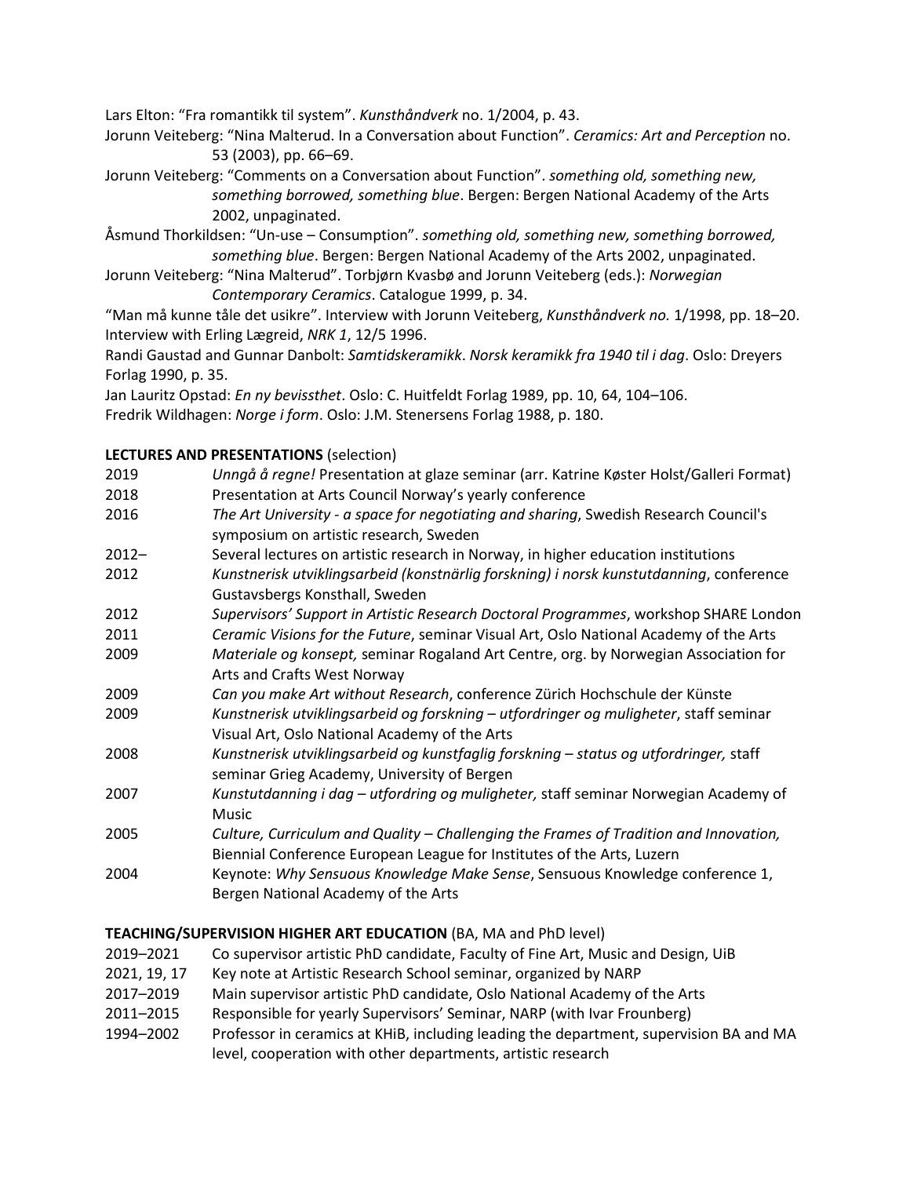Lars Elton: "Fra romantikk til system". *Kunsthåndverk* no. 1/2004, p. 43.

Jorunn Veiteberg: "Nina Malterud. In a Conversation about Function". *Ceramics: Art and Perception* no. 53 (2003), pp. 66–69.

Jorunn Veiteberg: "Comments on a Conversation about Function". *something old, something new, something borrowed, something blue*. Bergen: Bergen National Academy of the Arts 2002, unpaginated.

Åsmund Thorkildsen: "Un-use – Consumption". *something old, something new, something borrowed, something blue*. Bergen: Bergen National Academy of the Arts 2002, unpaginated.

Jorunn Veiteberg: "Nina Malterud". Torbjørn Kvasbø and Jorunn Veiteberg (eds.): *Norwegian Contemporary Ceramics*. Catalogue 1999, p. 34.

"Man må kunne tåle det usikre". Interview with Jorunn Veiteberg, *Kunsthåndverk no.* 1/1998, pp. 18–20.

Interview with Erling Lægreid, *NRK 1*, 12/5 1996.

Randi Gaustad and Gunnar Danbolt: *Samtidskeramikk*. *Norsk keramikk fra 1940 til i dag*. Oslo: Dreyers Forlag 1990, p. 35.

Jan Lauritz Opstad: *En ny bevissthet*. Oslo: C. Huitfeldt Forlag 1989, pp. 10, 64, 104–106.

Fredrik Wildhagen: *Norge i form*. Oslo: J.M. Stenersens Forlag 1988, p. 180.

**LECTURES AND PRESENTATIONS** (selection)

| | |
|---|---|
| 2019 | *Unngå å regne!* Presentation at glaze seminar (arr. Katrine Køster Holst/Galleri Format) |
| 2018 | Presentation at Arts Council Norway's yearly conference |
| 2016 | *The Art University - a space for negotiating and sharing*, Swedish Research Council's symposium on artistic research, Sweden |
| 2012– | Several lectures on artistic research in Norway, in higher education institutions |
| 2012 | *Kunstnerisk utviklingsarbeid (konstnärlig forskning) i norsk kunstutdanning*, conference Gustavsbergs Konsthall, Sweden |
| 2012 | *Supervisors' Support in Artistic Research Doctoral Programmes*, workshop SHARE London |
| 2011 | *Ceramic Visions for the Future*, seminar Visual Art, Oslo National Academy of the Arts |
| 2009 | *Materiale og konsept,* seminar Rogaland Art Centre, org. by Norwegian Association for Arts and Crafts West Norway |
| 2009 | *Can you make Art without Research*, conference Zürich Hochschule der Künste |
| 2009 | *Kunstnerisk utviklingsarbeid og forskning – utfordringer og muligheter*, staff seminar Visual Art, Oslo National Academy of the Arts |
| 2008 | *Kunstnerisk utviklingsarbeid og kunstfaglig forskning – status og utfordringer,* staff seminar Grieg Academy, University of Bergen |
| 2007 | *Kunstutdanning i dag – utfordring og muligheter,* staff seminar Norwegian Academy of Music |
| 2005 | *Culture, Curriculum and Quality – Challenging the Frames of Tradition and Innovation,* Biennial Conference European League for Institutes of the Arts, Luzern |
| 2004 | Keynote: *Why Sensuous Knowledge Make Sense*, Sensuous Knowledge conference 1, Bergen National Academy of the Arts |

**TEACHING/SUPERVISION HIGHER ART EDUCATION** (BA, MA and PhD level)

| | |
|---|---|
| 2019–2021 | Co supervisor artistic PhD candidate, Faculty of Fine Art, Music and Design, UiB |
| 2021, 19, 17 | Key note at Artistic Research School seminar, organized by NARP |
| 2017–2019 | Main supervisor artistic PhD candidate, Oslo National Academy of the Arts |
| 2011–2015 | Responsible for yearly Supervisors' Seminar, NARP (with Ivar Frounberg) |
| 1994–2002 | Professor in ceramics at KHiB, including leading the department, supervision BA and MA level, cooperation with other departments, artistic research |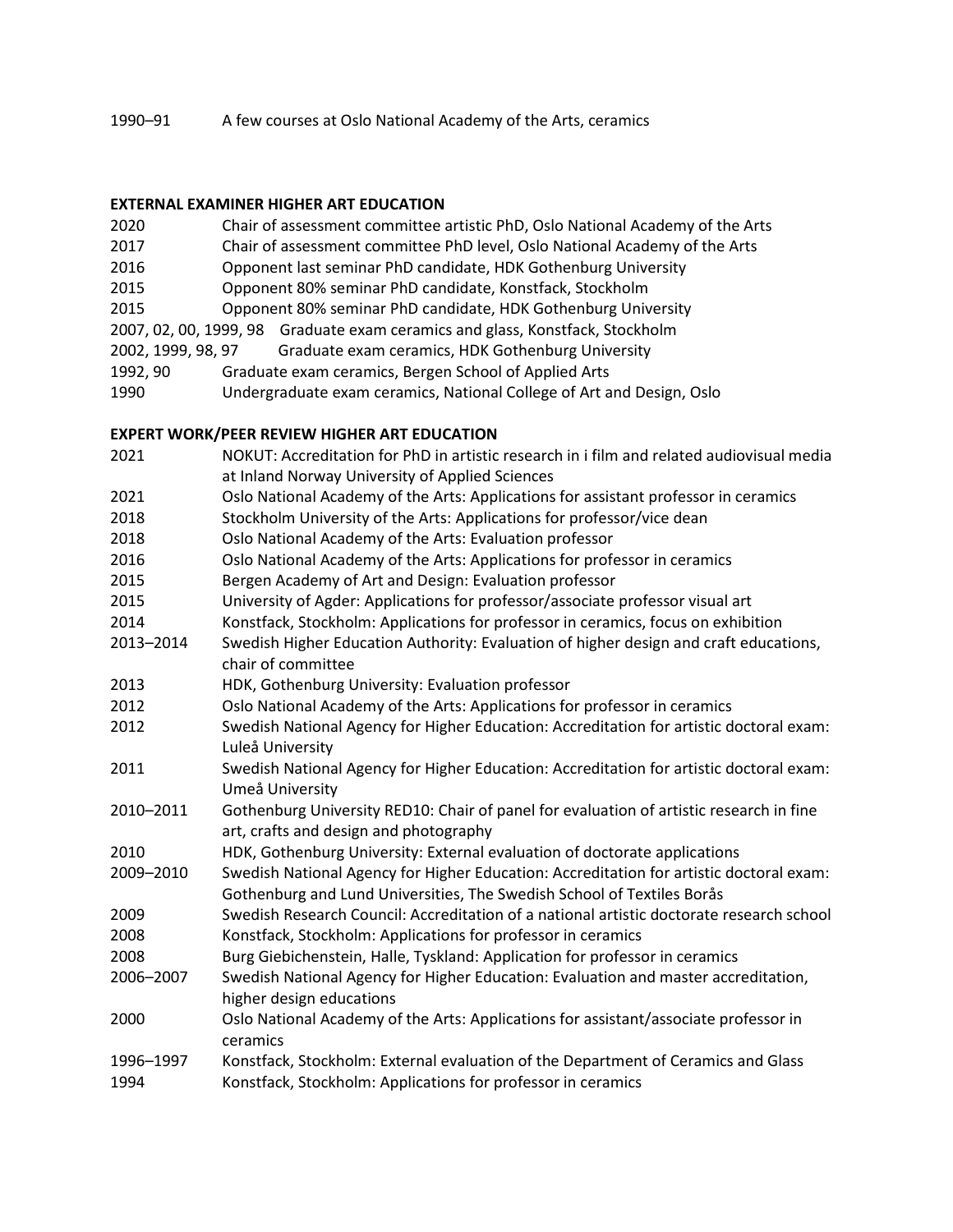1990–91 A few courses at Oslo National Academy of the Arts, ceramics

**EXTERNAL EXAMINER HIGHER ART EDUCATION**

| | |
|---|---|
| 2020 | Chair of assessment committee artistic PhD, Oslo National Academy of the Arts |
| 2017 | Chair of assessment committee PhD level, Oslo National Academy of the Arts |
| 2016 | Opponent last seminar PhD candidate, HDK Gothenburg University |
| 2015 | Opponent 80% seminar PhD candidate, Konstfack, Stockholm |
| 2015 | Opponent 80% seminar PhD candidate, HDK Gothenburg University |
| 2007, 02, 00, 1999, 98 | Graduate exam ceramics and glass, Konstfack, Stockholm |
| 2002, 1999, 98, 97 | Graduate exam ceramics, HDK Gothenburg University |
| 1992, 90 | Graduate exam ceramics, Bergen School of Applied Arts |
| 1990 | Undergraduate exam ceramics, National College of Art and Design, Oslo |

**EXPERT WORK/PEER REVIEW HIGHER ART EDUCATION**

| | |
|---|---|
| 2021 | NOKUT: Accreditation for PhD in artistic research in i film and related audiovisual media at Inland Norway University of Applied Sciences |
| 2021 | Oslo National Academy of the Arts: Applications for assistant professor in ceramics |
| 2018 | Stockholm University of the Arts: Applications for professor/vice dean |
| 2018 | Oslo National Academy of the Arts: Evaluation professor |
| 2016 | Oslo National Academy of the Arts: Applications for professor in ceramics |
| 2015 | Bergen Academy of Art and Design: Evaluation professor |
| 2015 | University of Agder: Applications for professor/associate professor visual art |
| 2014 | Konstfack, Stockholm: Applications for professor in ceramics, focus on exhibition |
| 2013–2014 | Swedish Higher Education Authority: Evaluation of higher design and craft educations, chair of committee |
| 2013 | HDK, Gothenburg University: Evaluation professor |
| 2012 | Oslo National Academy of the Arts: Applications for professor in ceramics |
| 2012 | Swedish National Agency for Higher Education: Accreditation for artistic doctoral exam: Luleå University |
| 2011 | Swedish National Agency for Higher Education: Accreditation for artistic doctoral exam: Umeå University |
| 2010–2011 | Gothenburg University RED10: Chair of panel for evaluation of artistic research in fine art, crafts and design and photography |
| 2010 | HDK, Gothenburg University: External evaluation of doctorate applications |
| 2009–2010 | Swedish National Agency for Higher Education: Accreditation for artistic doctoral exam: Gothenburg and Lund Universities, The Swedish School of Textiles Borås |
| 2009 | Swedish Research Council: Accreditation of a national artistic doctorate research school |
| 2008 | Konstfack, Stockholm: Applications for professor in ceramics |
| 2008 | Burg Giebichenstein, Halle, Tyskland: Application for professor in ceramics |
| 2006–2007 | Swedish National Agency for Higher Education: Evaluation and master accreditation, higher design educations |
| 2000 | Oslo National Academy of the Arts: Applications for assistant/associate professor in ceramics |
| 1996–1997 | Konstfack, Stockholm: External evaluation of the Department of Ceramics and Glass |
| 1994 | Konstfack, Stockholm: Applications for professor in ceramics |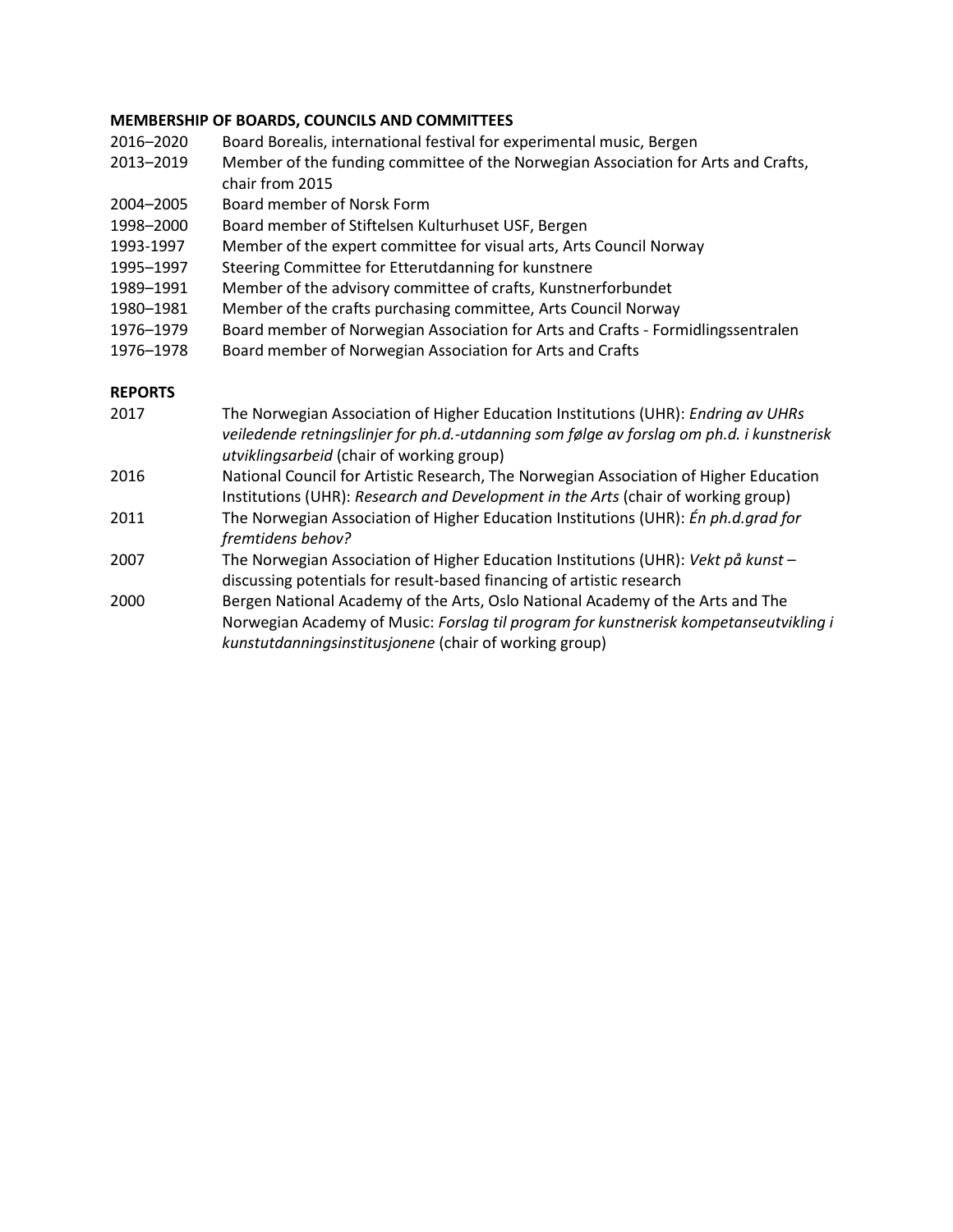**MEMBERSHIP OF BOARDS, COUNCILS AND COMMITTEES**

| | |
|---|---|
| 2016–2020 | Board Borealis, international festival for experimental music, Bergen |
| 2013–2019 | Member of the funding committee of the Norwegian Association for Arts and Crafts, chair from 2015 |
| 2004–2005 | Board member of Norsk Form |
| 1998–2000 | Board member of Stiftelsen Kulturhuset USF, Bergen |
| 1993-1997 | Member of the expert committee for visual arts, Arts Council Norway |
| 1995–1997 | Steering Committee for Etterutdanning for kunstnere |
| 1989–1991 | Member of the advisory committee of crafts, Kunstnerforbundet |
| 1980–1981 | Member of the crafts purchasing committee, Arts Council Norway |
| 1976–1979 | Board member of Norwegian Association for Arts and Crafts - Formidlingssentralen |
| 1976–1978 | Board member of Norwegian Association for Arts and Crafts |

**REPORTS**

| | |
|---|---|
| 2017 | The Norwegian Association of Higher Education Institutions (UHR): *Endring av UHRs veiledende retningslinjer for ph.d.-utdanning som følge av forslag om ph.d. i kunstnerisk utviklingsarbeid* (chair of working group) |
| 2016 | National Council for Artistic Research, The Norwegian Association of Higher Education Institutions (UHR): *Research and Development in the Arts* (chair of working group) |
| 2011 | The Norwegian Association of Higher Education Institutions (UHR): *Én ph.d.grad for fremtidens behov?* |
| 2007 | The Norwegian Association of Higher Education Institutions (UHR): *Vekt på kunst* – discussing potentials for result-based financing of artistic research |
| 2000 | Bergen National Academy of the Arts, Oslo National Academy of the Arts and The Norwegian Academy of Music: *Forslag til program for kunstnerisk kompetanseutvikling i kunstutdanningsinstitusjonene* (chair of working group) |